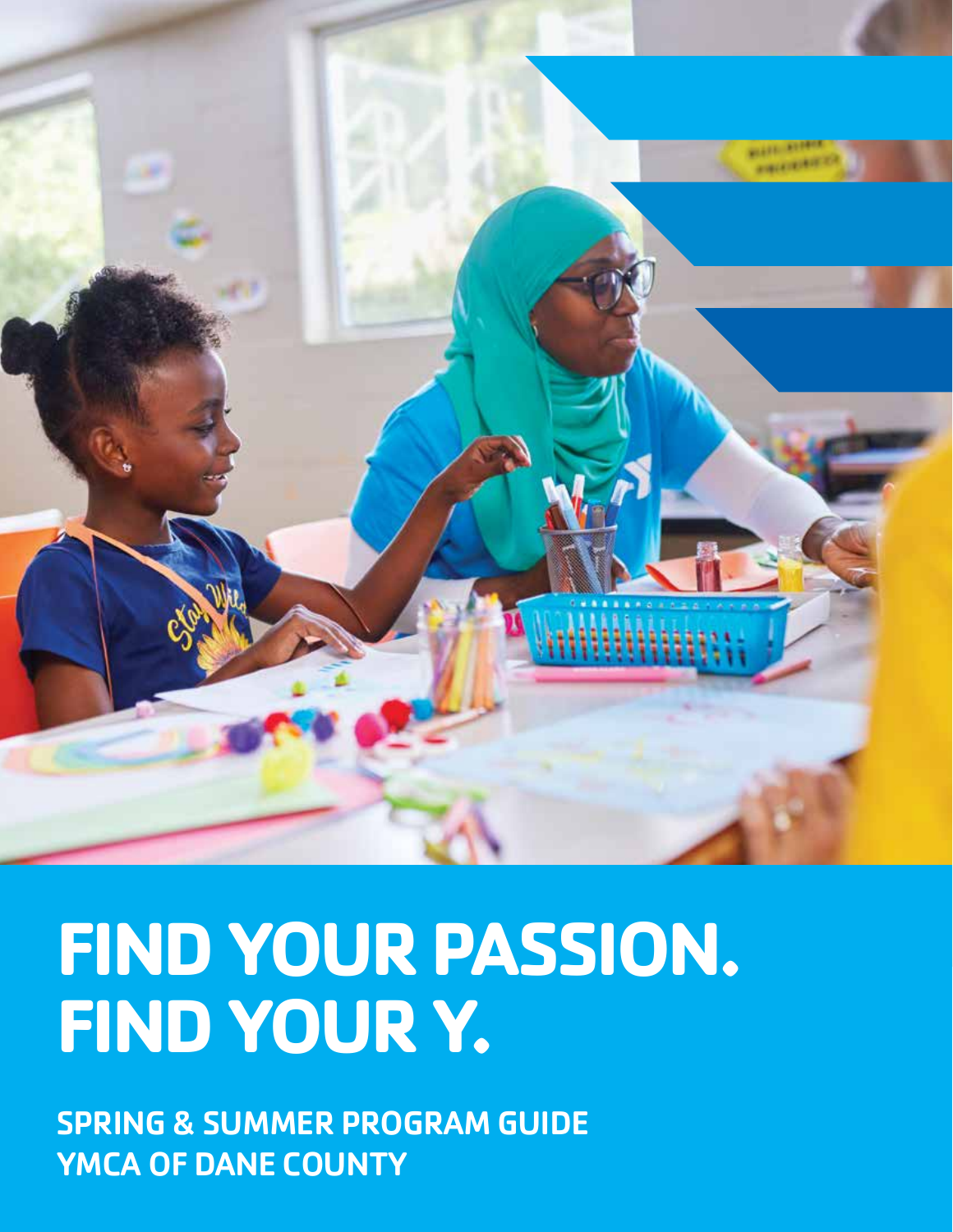# FIND YOUR PASSION. FIND YOUR Y.

**SPRING & SUMMER PROGRAM GUIDE**
**YMCA OF DANE COUNTY**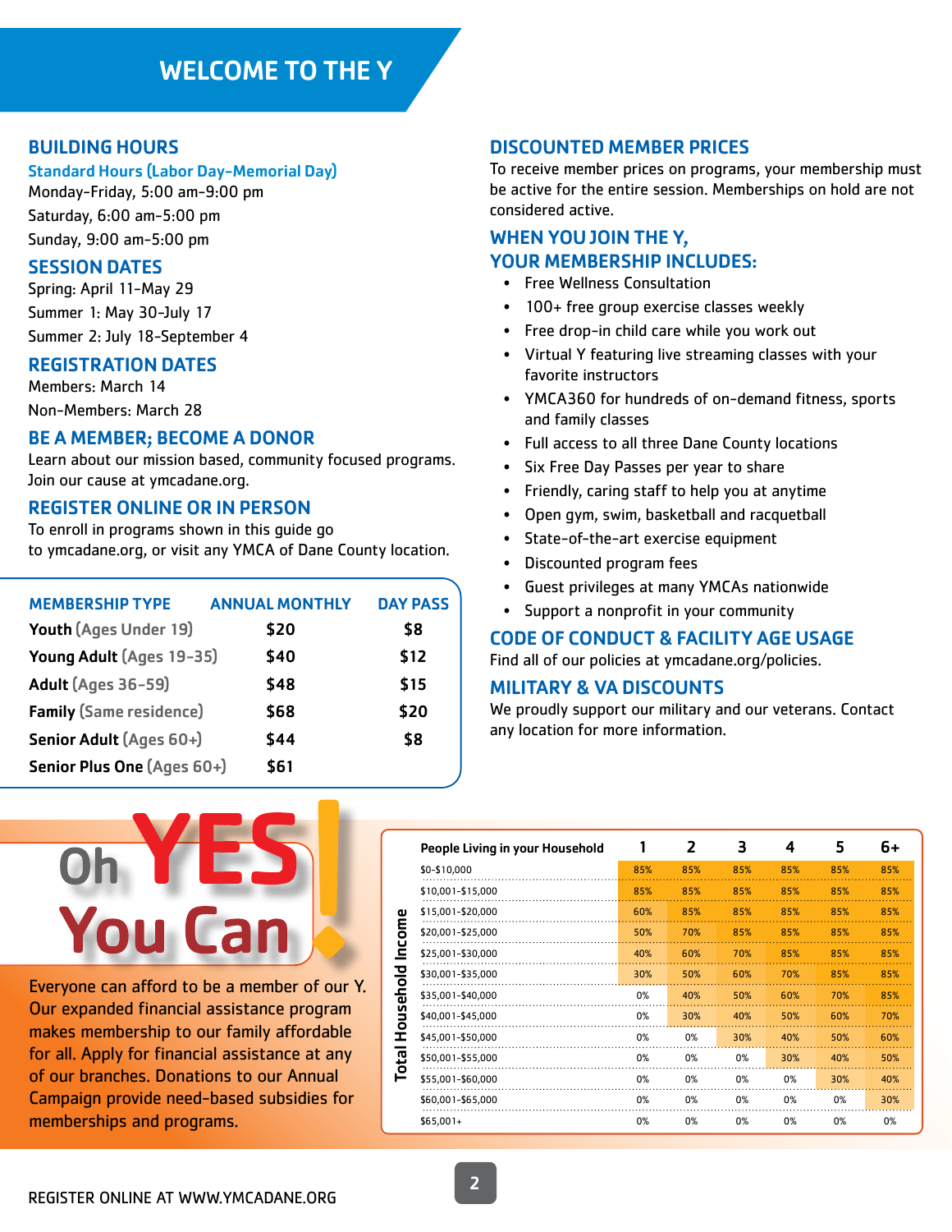# WELCOME TO THE Y

## BUILDING HOURS

### Standard Hours (Labor Day-Memorial Day)

Monday-Friday, 5:00 am-9:00 pm

Saturday, 6:00 am-5:00 pm

Sunday, 9:00 am-5:00 pm

## SESSION DATES

Spring: April 11-May 29

Summer 1: May 30-July 17

Summer 2: July 18-September 4

## REGISTRATION DATES

Members: March 14

Non-Members: March 28

## BE A MEMBER; BECOME A DONOR

Learn about our mission based, community focused programs. Join our cause at ymcadane.org.

## REGISTER ONLINE OR IN PERSON

To enroll in programs shown in this guide go to ymcadane.org, or visit any YMCA of Dane County location.

| MEMBERSHIP TYPE | ANNUAL MONTHLY | DAY PASS |
|---|---|---|
| **Youth** (Ages Under 19) | $20 | $8 |
| **Young Adult** (Ages 19-35) | $40 | $12 |
| **Adult** (Ages 36-59) | $48 | $15 |
| **Family** (Same residence) | $68 | $20 |
| **Senior Adult** (Ages 60+) | $44 | $8 |
| **Senior Plus One** (Ages 60+) | $61 | |

## DISCOUNTED MEMBER PRICES

To receive member prices on programs, your membership must be active for the entire session. Memberships on hold are not considered active.

## WHEN YOU JOIN THE Y, YOUR MEMBERSHIP INCLUDES:

- Free Wellness Consultation
- 100+ free group exercise classes weekly
- Free drop-in child care while you work out
- Virtual Y featuring live streaming classes with your favorite instructors
- YMCA360 for hundreds of on-demand fitness, sports and family classes
- Full access to all three Dane County locations
- Six Free Day Passes per year to share
- Friendly, caring staff to help you at anytime
- Open gym, swim, basketball and racquetball
- State-of-the-art exercise equipment
- Discounted program fees
- Guest privileges at many YMCAs nationwide
- Support a nonprofit in your community

## CODE OF CONDUCT & FACILITY AGE USAGE

Find all of our policies at ymcadane.org/policies.

## MILITARY & VA DISCOUNTS

We proudly support our military and our veterans. Contact any location for more information.

## Oh YES You Can!

Everyone can afford to be a member of our Y. Our expanded financial assistance program makes membership to our family affordable for all. Apply for financial assistance at any of our branches. Donations to our Annual Campaign provide need-based subsidies for memberships and programs.

| Total Household Income / People Living in your Household | 1 | 2 | 3 | 4 | 5 | 6+ |
|---|---|---|---|---|---|---|
| $0-$10,000 | 85% | 85% | 85% | 85% | 85% | 85% |
| $10,001-$15,000 | 85% | 85% | 85% | 85% | 85% | 85% |
| $15,001-$20,000 | 60% | 85% | 85% | 85% | 85% | 85% |
| $20,001-$25,000 | 50% | 70% | 85% | 85% | 85% | 85% |
| $25,001-$30,000 | 40% | 60% | 70% | 85% | 85% | 85% |
| $30,001-$35,000 | 30% | 50% | 60% | 70% | 85% | 85% |
| $35,001-$40,000 | 0% | 40% | 50% | 60% | 70% | 85% |
| $40,001-$45,000 | 0% | 30% | 40% | 50% | 60% | 70% |
| $45,001-$50,000 | 0% | 0% | 30% | 40% | 50% | 60% |
| $50,001-$55,000 | 0% | 0% | 0% | 30% | 40% | 50% |
| $55,001-$60,000 | 0% | 0% | 0% | 0% | 30% | 40% |
| $60,001-$65,000 | 0% | 0% | 0% | 0% | 0% | 30% |
| $65,001+ | 0% | 0% | 0% | 0% | 0% | 0% |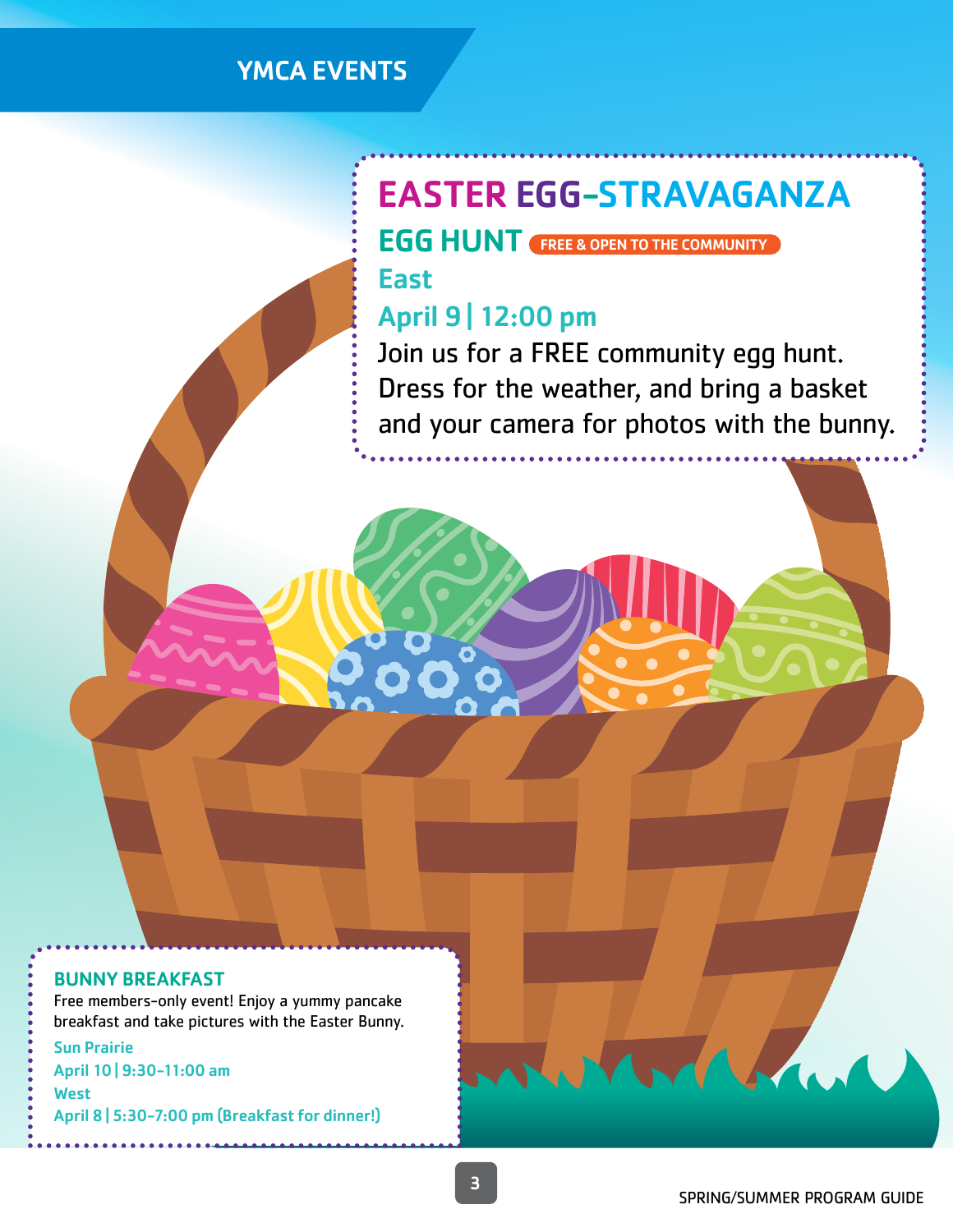## YMCA EVENTS

# EASTER EGG-STRAVAGANZA

## EGG HUNT

FREE & OPEN TO THE COMMUNITY

**East**

**April 9 | 12:00 pm**

Join us for a FREE community egg hunt. Dress for the weather, and bring a basket and your camera for photos with the bunny.

## BUNNY BREAKFAST

Free members-only event! Enjoy a yummy pancake breakfast and take pictures with the Easter Bunny.

**Sun Prairie**

**April 10 | 9:30–11:00 am**

**West**

**April 8 | 5:30–7:00 pm (Breakfast for dinner!)**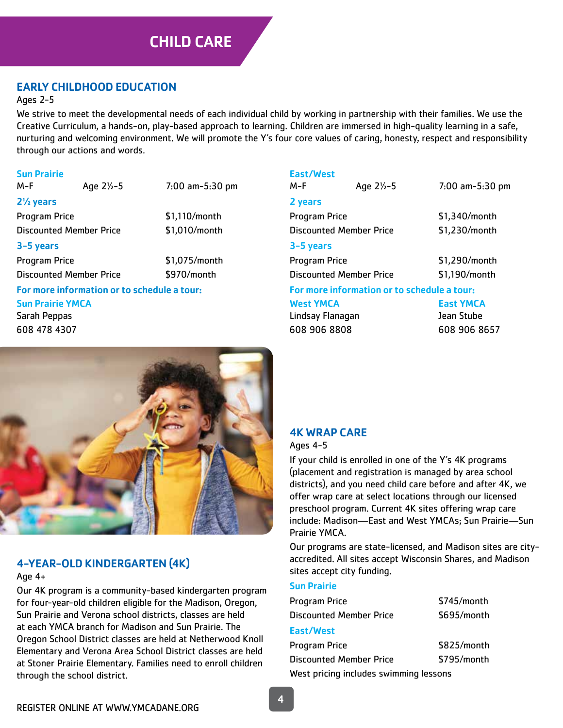// removed per instructions

# CHILD CARE

## EARLY CHILDHOOD EDUCATION

Ages 2-5

We strive to meet the developmental needs of each individual child by working in partnership with their families. We use the Creative Curriculum, a hands-on, play-based approach to learning. Children are immersed in high-quality learning in a safe, nurturing and welcoming environment. We will promote the Y's four core values of caring, honesty, respect and responsibility through our actions and words.

### Sun Prairie

| M-F | Age 2½-5 | 7:00 am-5:30 pm |
|---|---|---|

**2½ years**

| | |
|---|---|
| Program Price | $1,110/month |
| Discounted Member Price | $1,010/month |

**3-5 years**

| | |
|---|---|
| Program Price | $1,075/month |
| Discounted Member Price | $970/month |

**For more information or to schedule a tour:**

**Sun Prairie YMCA**
Sarah Peppas
608 478 4307

### East/West

| M-F | Age 2½-5 | 7:00 am-5:30 pm |
|---|---|---|

**2 years**

| | |
|---|---|
| Program Price | $1,340/month |
| Discounted Member Price | $1,230/month |

**3-5 years**

| | |
|---|---|
| Program Price | $1,290/month |
| Discounted Member Price | $1,190/month |

**For more information or to schedule a tour:**

**West YMCA**
Lindsay Flanagan
608 906 8808

**East YMCA**
Jean Stube
608 906 8657

## 4-YEAR-OLD KINDERGARTEN (4K)

Age 4+

Our 4K program is a community-based kindergarten program for four-year-old children eligible for the Madison, Oregon, Sun Prairie and Verona school districts, classes are held at each YMCA branch for Madison and Sun Prairie. The Oregon School District classes are held at Netherwood Knoll Elementary and Verona Area School District classes are held at Stoner Prairie Elementary. Families need to enroll children through the school district.

## 4K WRAP CARE

Ages 4-5

If your child is enrolled in one of the Y's 4K programs (placement and registration is managed by area school districts), and you need child care before and after 4K, we offer wrap care at select locations through our licensed preschool program. Current 4K sites offering wrap care include: Madison—East and West YMCAs; Sun Prairie—Sun Prairie YMCA.

Our programs are state-licensed, and Madison sites are city-accredited. All sites accept Wisconsin Shares, and Madison sites accept city funding.

### Sun Prairie

| | |
|---|---|
| Program Price | $745/month |
| Discounted Member Price | $695/month |

### East/West

| | |
|---|---|
| Program Price | $825/month |
| Discounted Member Price | $795/month |

West pricing includes swimming lessons

REGISTER ONLINE AT WWW.YMCADANE.ORG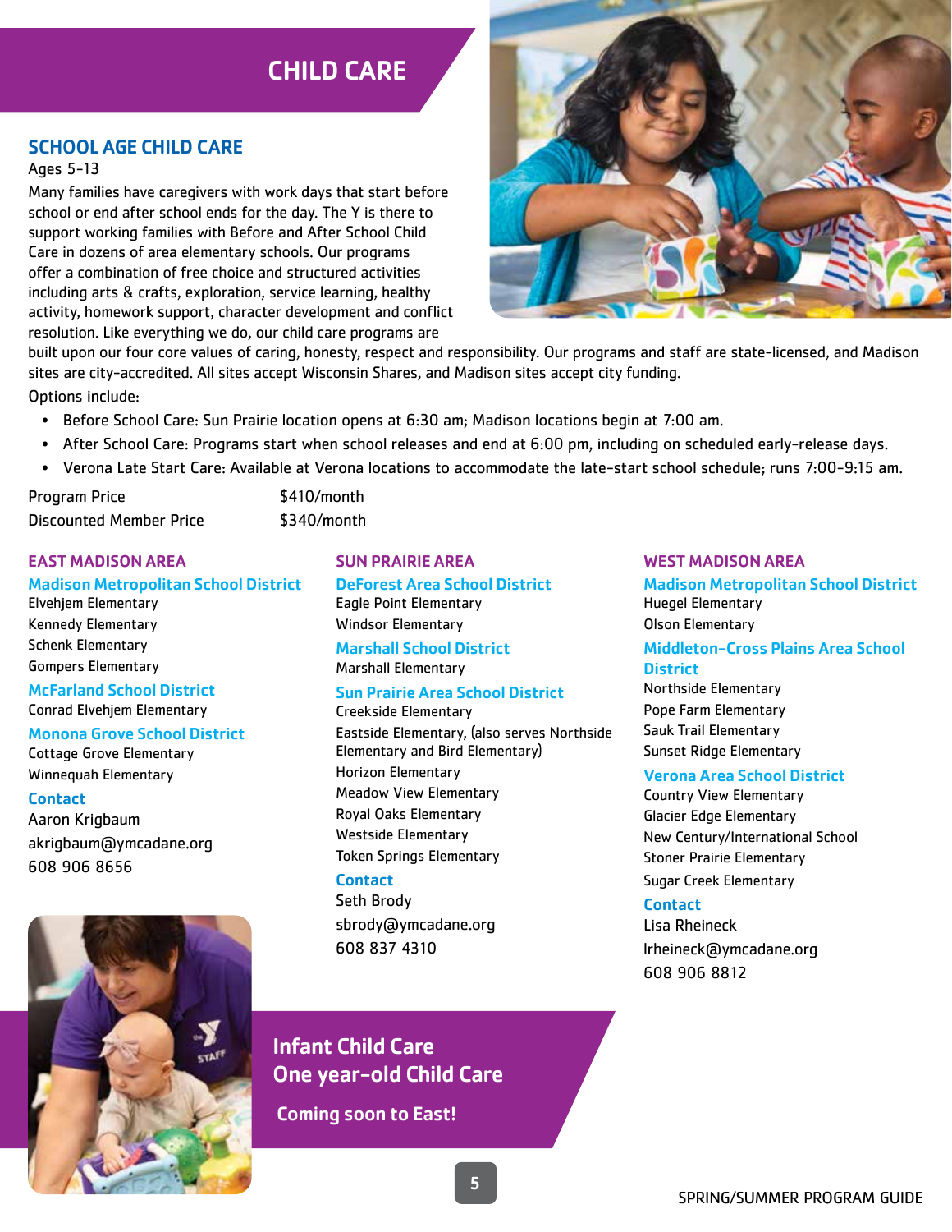# CHILD CARE

## SCHOOL AGE CHILD CARE

Ages 5-13

Many families have caregivers with work days that start before school or end after school ends for the day. The Y is there to support working families with Before and After School Child Care in dozens of area elementary schools. Our programs offer a combination of free choice and structured activities including arts & crafts, exploration, service learning, healthy activity, homework support, character development and conflict resolution. Like everything we do, our child care programs are built upon our four core values of caring, honesty, respect and responsibility. Our programs and staff are state-licensed, and Madison sites are city-accredited. All sites accept Wisconsin Shares, and Madison sites accept city funding.

Options include:

- Before School Care: Sun Prairie location opens at 6:30 am; Madison locations begin at 7:00 am.
- After School Care: Programs start when school releases and end at 6:00 pm, including on scheduled early-release days.
- Verona Late Start Care: Available at Verona locations to accommodate the late-start school schedule; runs 7:00-9:15 am.

| | |
|---|---|
| Program Price | $410/month |
| Discounted Member Price | $340/month |

### EAST MADISON AREA

**Madison Metropolitan School District**
Elvehjem Elementary
Kennedy Elementary
Schenk Elementary
Gompers Elementary

**McFarland School District**
Conrad Elvehjem Elementary

**Monona Grove School District**
Cottage Grove Elementary
Winnequah Elementary

**Contact**
Aaron Krigbaum
akrigbaum@ymcadane.org
608 906 8656

### SUN PRAIRIE AREA

**DeForest Area School District**
Eagle Point Elementary
Windsor Elementary

**Marshall School District**
Marshall Elementary

**Sun Prairie Area School District**
Creekside Elementary
Eastside Elementary, (also serves Northside Elementary and Bird Elementary)
Horizon Elementary
Meadow View Elementary
Royal Oaks Elementary
Westside Elementary
Token Springs Elementary

**Contact**
Seth Brody
sbrody@ymcadane.org
608 837 4310

### WEST MADISON AREA

**Madison Metropolitan School District**
Huegel Elementary
Olson Elementary

**Middleton-Cross Plains Area School District**
Northside Elementary
Pope Farm Elementary
Sauk Trail Elementary
Sunset Ridge Elementary

**Verona Area School District**
Country View Elementary
Glacier Edge Elementary
New Century/International School
Stoner Prairie Elementary
Sugar Creek Elementary

**Contact**
Lisa Rheineck
lrheineck@ymcadane.org
608 906 8812

## Infant Child Care
## One year-old Child Care

**Coming soon to East!**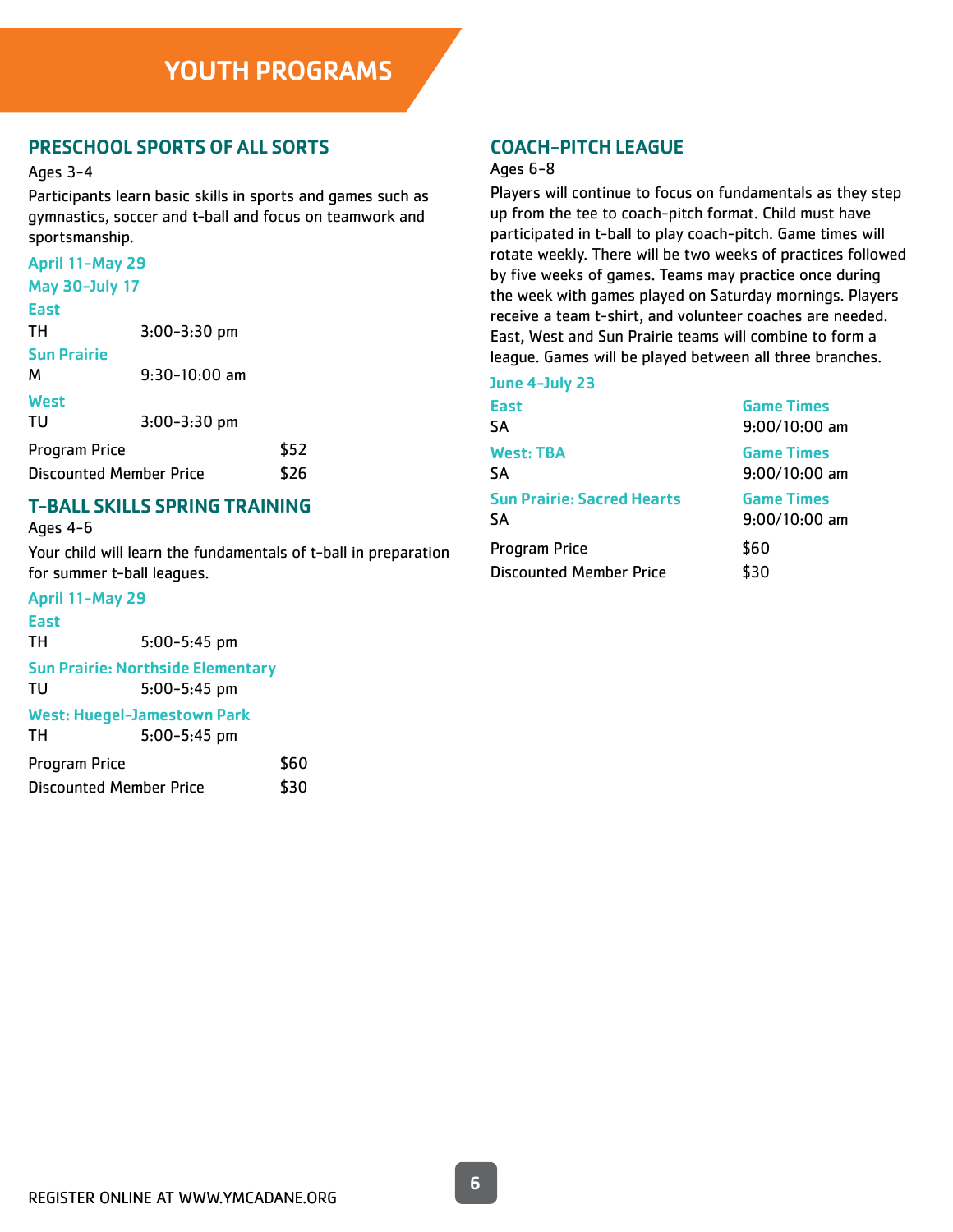# YOUTH PROGRAMS

## PRESCHOOL SPORTS OF ALL SORTS

Ages 3-4

Participants learn basic skills in sports and games such as gymnastics, soccer and t-ball and focus on teamwork and sportsmanship.

**April 11-May 29**

**May 30-July 17**

**East**

TH 3:00-3:30 pm

**Sun Prairie**

M 9:30-10:00 am

**West**

TU 3:00-3:30 pm

| | |
|---|---|
| Program Price | $52 |
| Discounted Member Price | $26 |

## T-BALL SKILLS SPRING TRAINING

Ages 4-6

Your child will learn the fundamentals of t-ball in preparation for summer t-ball leagues.

**April 11-May 29**

**East**

TH 5:00-5:45 pm

**Sun Prairie: Northside Elementary**

TU 5:00-5:45 pm

**West: Huegel-Jamestown Park**

TH 5:00-5:45 pm

| | |
|---|---|
| Program Price | $60 |
| Discounted Member Price | $30 |

## COACH-PITCH LEAGUE

Ages 6-8

Players will continue to focus on fundamentals as they step up from the tee to coach-pitch format. Child must have participated in t-ball to play coach-pitch. Game times will rotate weekly. There will be two weeks of practices followed by five weeks of games. Teams may practice once during the week with games played on Saturday mornings. Players receive a team t-shirt, and volunteer coaches are needed. East, West and Sun Prairie teams will combine to form a league. Games will be played between all three branches.

**June 4-July 23**

| | |
|---|---|
| **East** | **Game Times** |
| SA | 9:00/10:00 am |
| **West: TBA** | **Game Times** |
| SA | 9:00/10:00 am |
| **Sun Prairie: Sacred Hearts** | **Game Times** |
| SA | 9:00/10:00 am |
| Program Price | $60 |
| Discounted Member Price | $30 |

REGISTER ONLINE AT WWW.YMCADANE.ORG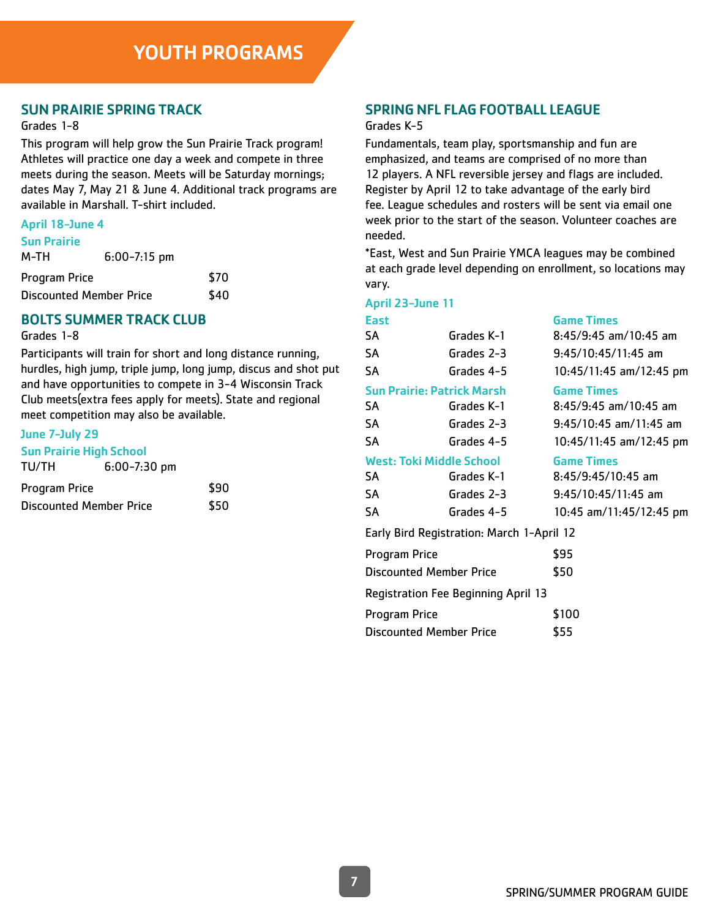# YOUTH PROGRAMS

## SUN PRAIRIE SPRING TRACK

Grades 1-8

This program will help grow the Sun Prairie Track program! Athletes will practice one day a week and compete in three meets during the season. Meets will be Saturday mornings; dates May 7, May 21 & June 4. Additional track programs are available in Marshall. T-shirt included.

### April 18-June 4

### Sun Prairie

M-TH 6:00-7:15 pm

| | |
|---|---|
| Program Price | $70 |
| Discounted Member Price | $40 |

## BOLTS SUMMER TRACK CLUB

Grades 1-8

Participants will train for short and long distance running, hurdles, high jump, triple jump, long jump, discus and shot put and have opportunities to compete in 3-4 Wisconsin Track Club meets(extra fees apply for meets). State and regional meet competition may also be available.

### June 7-July 29

### Sun Prairie High School

TU/TH 6:00-7:30 pm

| | |
|---|---|
| Program Price | $90 |
| Discounted Member Price | $50 |

## SPRING NFL FLAG FOOTBALL LEAGUE

Grades K-5

Fundamentals, team play, sportsmanship and fun are emphasized, and teams are comprised of no more than 12 players. A NFL reversible jersey and flags are included. Register by April 12 to take advantage of the early bird fee. League schedules and rosters will be sent via email one week prior to the start of the season. Volunteer coaches are needed.

*East, West and Sun Prairie YMCA leagues may be combined at each grade level depending on enrollment, so locations may vary.

### April 23-June 11

| East | | Game Times |
|---|---|---|
| SA | Grades K-1 | 8:45/9:45 am/10:45 am |
| SA | Grades 2-3 | 9:45/10:45/11:45 am |
| SA | Grades 4-5 | 10:45/11:45 am/12:45 pm |

| Sun Prairie: Patrick Marsh | | Game Times |
|---|---|---|
| SA | Grades K-1 | 8:45/9:45 am/10:45 am |
| SA | Grades 2-3 | 9:45/10:45 am/11:45 am |
| SA | Grades 4-5 | 10:45/11:45 am/12:45 pm |

| West: Toki Middle School | | Game Times |
|---|---|---|
| SA | Grades K-1 | 8:45/9:45/10:45 am |
| SA | Grades 2-3 | 9:45/10:45/11:45 am |
| SA | Grades 4-5 | 10:45 am/11:45/12:45 pm |

Early Bird Registration: March 1-April 12

| | |
|---|---|
| Program Price | $95 |
| Discounted Member Price | $50 |

Registration Fee Beginning April 13

| | |
|---|---|
| Program Price | $100 |
| Discounted Member Price | $55 |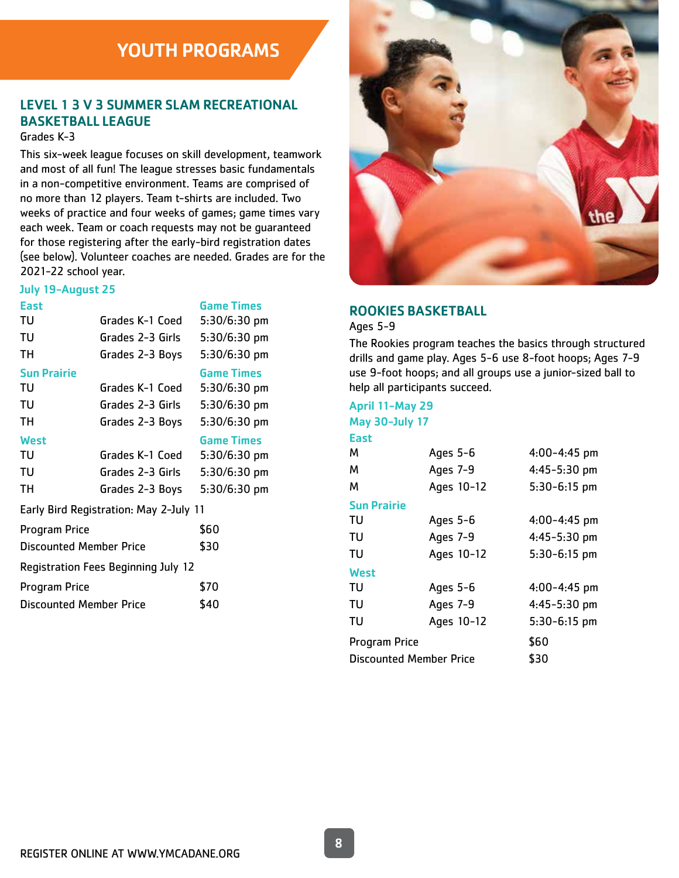# YOUTH PROGRAMS

## LEVEL 1 3 V 3 SUMMER SLAM RECREATIONAL BASKETBALL LEAGUE

Grades K-3

This six-week league focuses on skill development, teamwork and most of all fun! The league stresses basic fundamentals in a non-competitive environment. Teams are comprised of no more than 12 players. Team t-shirts are included. Two weeks of practice and four weeks of games; game times vary each week. Team or coach requests may not be guaranteed for those registering after the early-bird registration dates (see below). Volunteer coaches are needed. Grades are for the 2021-22 school year.

**July 19-August 25**

| East | | Game Times |
|---|---|---|
| TU | Grades K-1 Coed | 5:30/6:30 pm |
| TU | Grades 2-3 Girls | 5:30/6:30 pm |
| TH | Grades 2-3 Boys | 5:30/6:30 pm |
| **Sun Prairie** | | **Game Times** |
| TU | Grades K-1 Coed | 5:30/6:30 pm |
| TU | Grades 2-3 Girls | 5:30/6:30 pm |
| TH | Grades 2-3 Boys | 5:30/6:30 pm |
| **West** | | **Game Times** |
| TU | Grades K-1 Coed | 5:30/6:30 pm |
| TU | Grades 2-3 Girls | 5:30/6:30 pm |
| TH | Grades 2-3 Boys | 5:30/6:30 pm |

Early Bird Registration: May 2-July 11

| | |
|---|---|
| Program Price | $60 |
| Discounted Member Price | $30 |

Registration Fees Beginning July 12

| | |
|---|---|
| Program Price | $70 |
| Discounted Member Price | $40 |

## ROOKIES BASKETBALL

Ages 5-9

The Rookies program teaches the basics through structured drills and game play. Ages 5-6 use 8-foot hoops; Ages 7-9 use 9-foot hoops; and all groups use a junior-sized ball to help all participants succeed.

**April 11-May 29**
**May 30-July 17**

| East | | |
|---|---|---|
| M | Ages 5-6 | 4:00-4:45 pm |
| M | Ages 7-9 | 4:45-5:30 pm |
| M | Ages 10-12 | 5:30-6:15 pm |
| **Sun Prairie** | | |
| TU | Ages 5-6 | 4:00-4:45 pm |
| TU | Ages 7-9 | 4:45-5:30 pm |
| TU | Ages 10-12 | 5:30-6:15 pm |
| **West** | | |
| TU | Ages 5-6 | 4:00-4:45 pm |
| TU | Ages 7-9 | 4:45-5:30 pm |
| TU | Ages 10-12 | 5:30-6:15 pm |

| | |
|---|---|
| Program Price | $60 |
| Discounted Member Price | $30 |

REGISTER ONLINE AT WWW.YMCADANE.ORG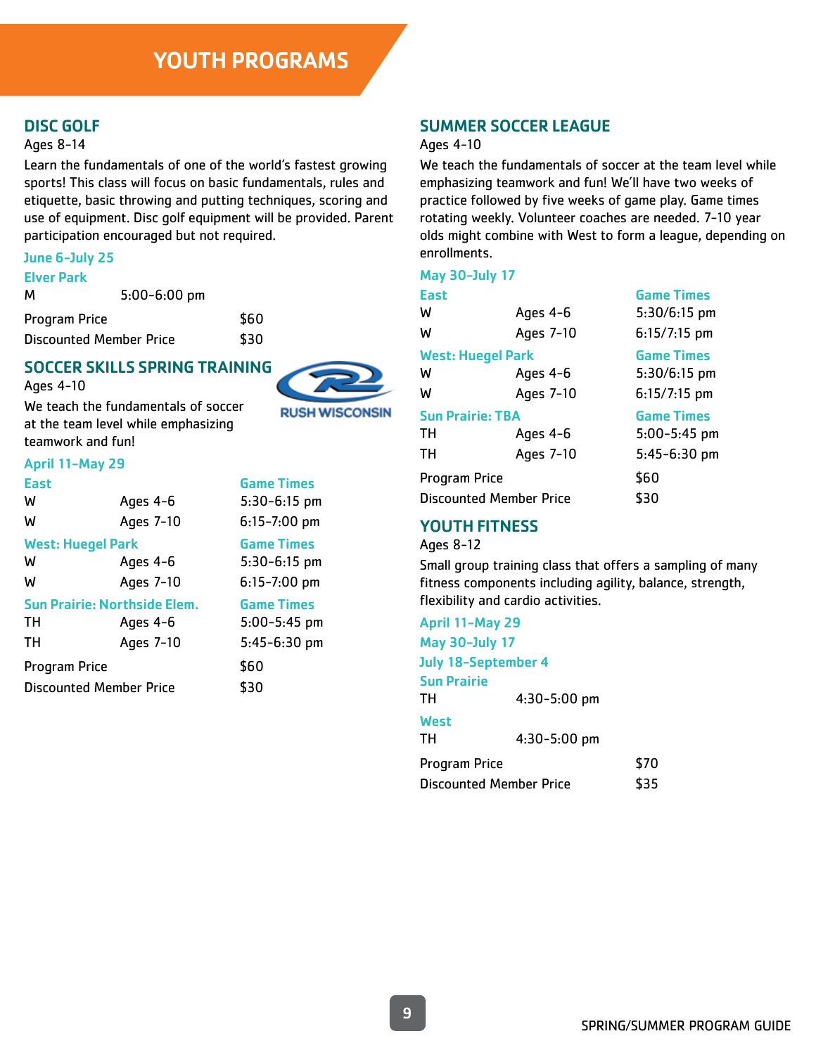# YOUTH PROGRAMS

## DISC GOLF

Ages 8-14

Learn the fundamentals of one of the world's fastest growing sports! This class will focus on basic fundamentals, rules and etiquette, basic throwing and putting techniques, scoring and use of equipment. Disc golf equipment will be provided. Parent participation encouraged but not required.

**June 6-July 25**

**Elver Park**

M 5:00-6:00 pm

| | |
|---|---|
| Program Price | $60 |
| Discounted Member Price | $30 |

## SOCCER SKILLS SPRING TRAINING

RUSH WISCONSIN

Ages 4-10

We teach the fundamentals of soccer at the team level while emphasizing teamwork and fun!

**April 11-May 29**

| East | | Game Times |
|---|---|---|
| W | Ages 4-6 | 5:30-6:15 pm |
| W | Ages 7-10 | 6:15-7:00 pm |
| **West: Huegel Park** | | **Game Times** |
| W | Ages 4-6 | 5:30-6:15 pm |
| W | Ages 7-10 | 6:15-7:00 pm |
| **Sun Prairie: Northside Elem.** | | **Game Times** |
| TH | Ages 4-6 | 5:00-5:45 pm |
| TH | Ages 7-10 | 5:45-6:30 pm |

| | |
|---|---|
| Program Price | $60 |
| Discounted Member Price | $30 |

## SUMMER SOCCER LEAGUE

Ages 4-10

We teach the fundamentals of soccer at the team level while emphasizing teamwork and fun! We'll have two weeks of practice followed by five weeks of game play. Game times rotating weekly. Volunteer coaches are needed. 7-10 year olds might combine with West to form a league, depending on enrollments.

**May 30-July 17**

| East | | Game Times |
|---|---|---|
| W | Ages 4-6 | 5:30/6:15 pm |
| W | Ages 7-10 | 6:15/7:15 pm |
| **West: Huegel Park** | | **Game Times** |
| W | Ages 4-6 | 5:30/6:15 pm |
| W | Ages 7-10 | 6:15/7:15 pm |
| **Sun Prairie: TBA** | | **Game Times** |
| TH | Ages 4-6 | 5:00-5:45 pm |
| TH | Ages 7-10 | 5:45-6:30 pm |

| | |
|---|---|
| Program Price | $60 |
| Discounted Member Price | $30 |

## YOUTH FITNESS

Ages 8-12

Small group training class that offers a sampling of many fitness components including agility, balance, strength, flexibility and cardio activities.

**April 11-May 29**

**May 30-July 17**

**July 18-September 4**

**Sun Prairie**

TH 4:30-5:00 pm

**West**

TH 4:30-5:00 pm

| | |
|---|---|
| Program Price | $70 |
| Discounted Member Price | $35 |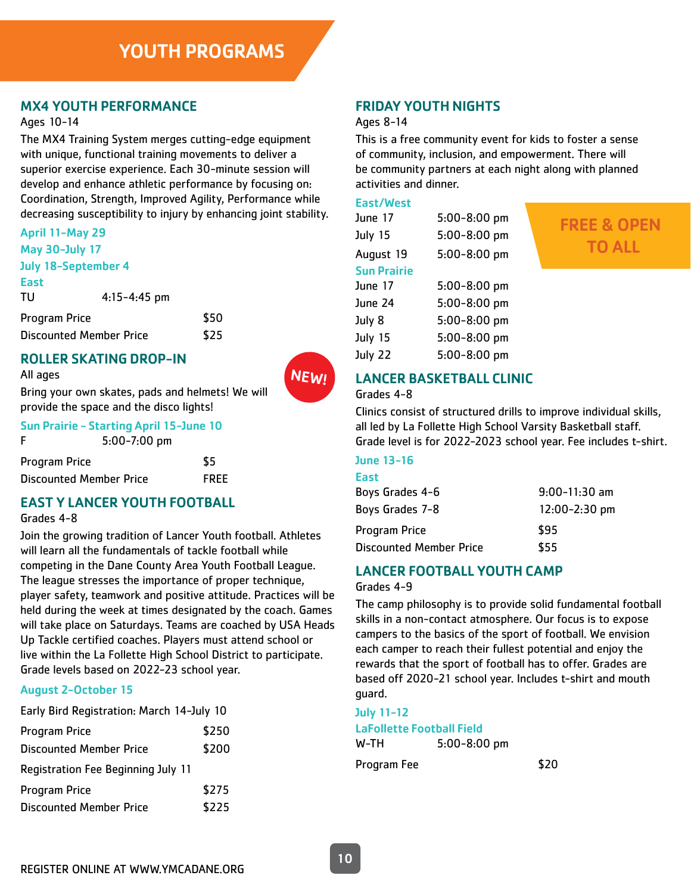# YOUTH PROGRAMS

## MX4 YOUTH PERFORMANCE

Ages 10-14

The MX4 Training System merges cutting-edge equipment with unique, functional training movements to deliver a superior exercise experience. Each 30-minute session will develop and enhance athletic performance by focusing on: Coordination, Strength, Improved Agility, Performance while decreasing susceptibility to injury by enhancing joint stability.

**April 11-May 29**
**May 30-July 17**
**July 18-September 4**

**East**

| TU | 4:15-4:45 pm |
|---|---|

| Program Price | $50 |
|---|---|
| Discounted Member Price | $25 |

## ROLLER SKATING DROP-IN

NEW!

All ages

Bring your own skates, pads and helmets! We will provide the space and the disco lights!

**Sun Prairie - Starting April 15-June 10**

| F | 5:00-7:00 pm |
|---|---|

| Program Price | $5 |
|---|---|
| Discounted Member Price | FREE |

## EAST Y LANCER YOUTH FOOTBALL

Grades 4-8

Join the growing tradition of Lancer Youth football. Athletes will learn all the fundamentals of tackle football while competing in the Dane County Area Youth Football League. The league stresses the importance of proper technique, player safety, teamwork and positive attitude. Practices will be held during the week at times designated by the coach. Games will take place on Saturdays. Teams are coached by USA Heads Up Tackle certified coaches. Players must attend school or live within the La Follette High School District to participate. Grade levels based on 2022-23 school year.

**August 2-October 15**

Early Bird Registration: March 14-July 10

| Program Price | $250 |
|---|---|
| Discounted Member Price | $200 |

Registration Fee Beginning July 11

| Program Price | $275 |
|---|---|
| Discounted Member Price | $225 |

## FRIDAY YOUTH NIGHTS

Ages 8-14

This is a free community event for kids to foster a sense of community, inclusion, and empowerment. There will be community partners at each night along with planned activities and dinner.

FREE & OPEN TO ALL

**East/West**

| June 17 | 5:00-8:00 pm |
|---|---|
| July 15 | 5:00-8:00 pm |
| August 19 | 5:00-8:00 pm |

**Sun Prairie**

| June 17 | 5:00-8:00 pm |
|---|---|
| June 24 | 5:00-8:00 pm |
| July 8 | 5:00-8:00 pm |
| July 15 | 5:00-8:00 pm |
| July 22 | 5:00-8:00 pm |

## LANCER BASKETBALL CLINIC

Grades 4-8

Clinics consist of structured drills to improve individual skills, all led by La Follette High School Varsity Basketball staff. Grade level is for 2022-2023 school year. Fee includes t-shirt.

**June 13-16**

**East**

| Boys Grades 4-6 | 9:00-11:30 am |
|---|---|
| Boys Grades 7-8 | 12:00-2:30 pm |

| Program Price | $95 |
|---|---|
| Discounted Member Price | $55 |

## LANCER FOOTBALL YOUTH CAMP

Grades 4-9

The camp philosophy is to provide solid fundamental football skills in a non-contact atmosphere. Our focus is to expose campers to the basics of the sport of football. We envision each camper to reach their fullest potential and enjoy the rewards that the sport of football has to offer. Grades are based off 2020-21 school year. Includes t-shirt and mouth guard.

**July 11-12**

**LaFollette Football Field**

| W-TH | 5:00-8:00 pm |
|---|---|

| Program Fee | $20 |
|---|---|

REGISTER ONLINE AT WWW.YMCADANE.ORG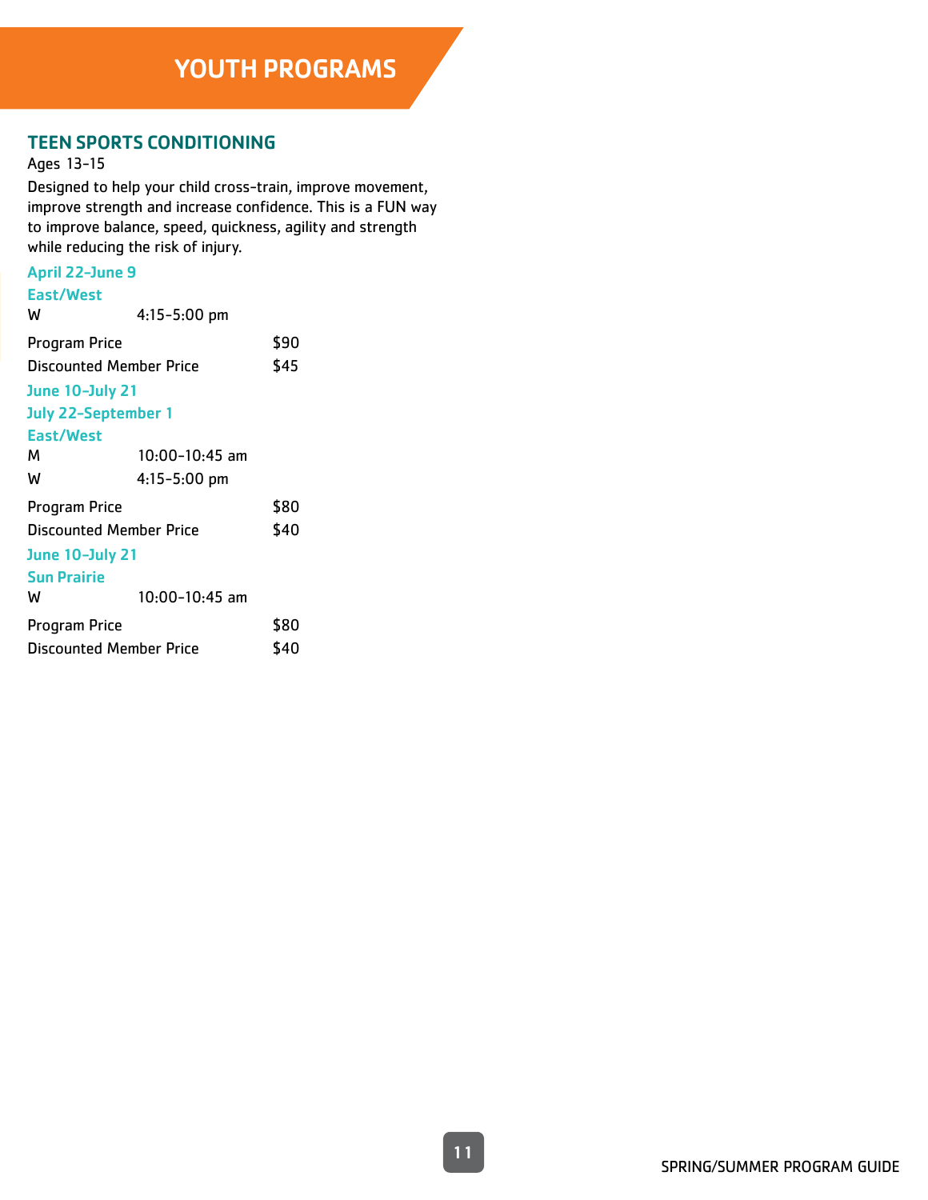# YOUTH PROGRAMS

## TEEN SPORTS CONDITIONING

Ages 13-15

Designed to help your child cross-train, improve movement, improve strength and increase confidence. This is a FUN way to improve balance, speed, quickness, agility and strength while reducing the risk of injury.

### April 22-June 9

**East/West**

| | |
|---|---|
| W | 4:15-5:00 pm |

| | |
|---|---|
| Program Price | $90 |
| Discounted Member Price | $45 |

### June 10-July 21
### July 22-September 1

**East/West**

| | |
|---|---|
| M | 10:00-10:45 am |
| W | 4:15-5:00 pm |

| | |
|---|---|
| Program Price | $80 |
| Discounted Member Price | $40 |

### June 10-July 21

**Sun Prairie**

| | |
|---|---|
| W | 10:00-10:45 am |

| | |
|---|---|
| Program Price | $80 |
| Discounted Member Price | $40 |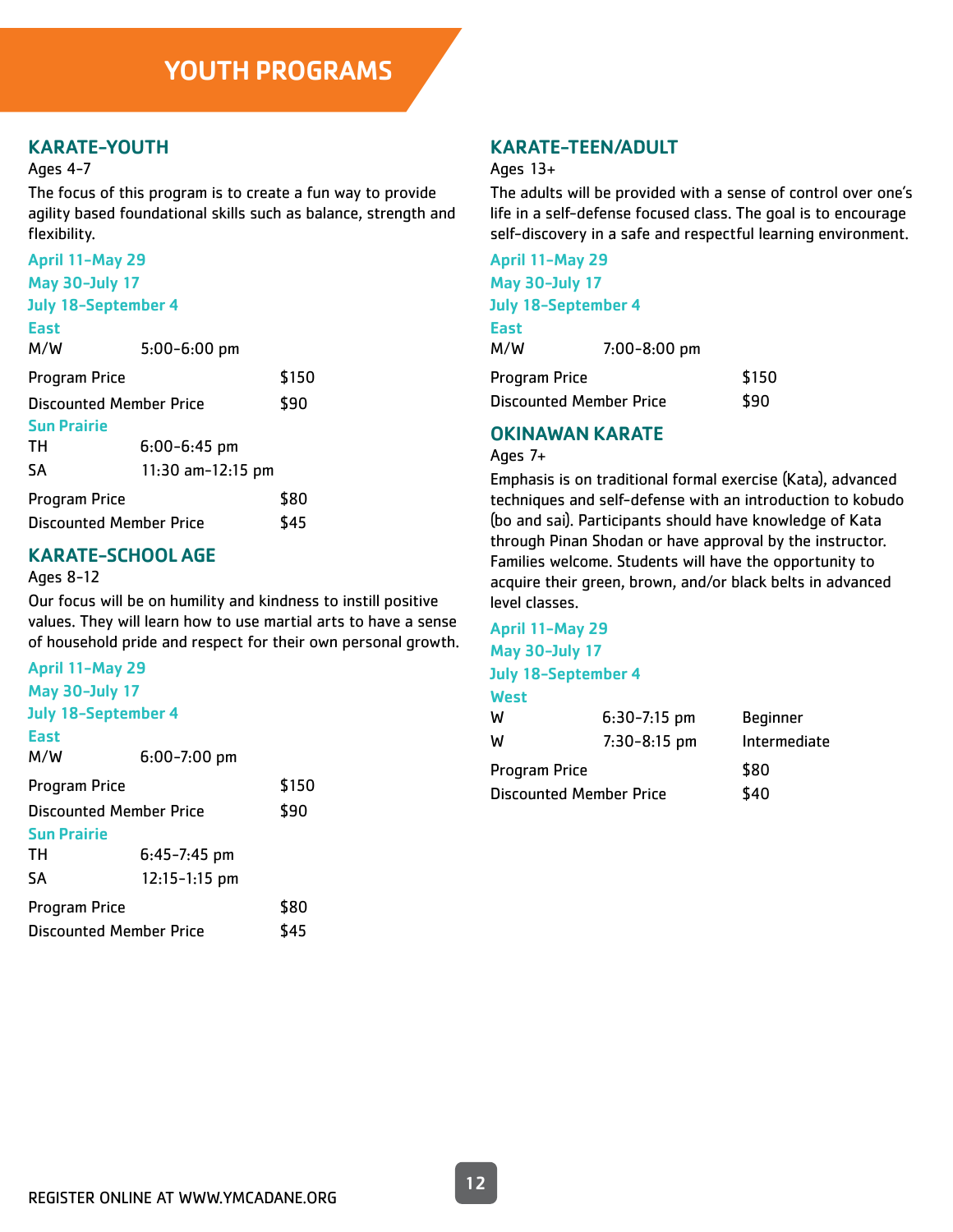# YOUTH PROGRAMS

## KARATE-YOUTH

Ages 4-7

The focus of this program is to create a fun way to provide agility based foundational skills such as balance, strength and flexibility.

**April 11-May 29**
**May 30-July 17**
**July 18-September 4**

**East**

| | |
|---|---|
| M/W | 5:00-6:00 pm |

| | |
|---|---|
| Program Price | $150 |
| Discounted Member Price | $90 |

**Sun Prairie**

| | |
|---|---|
| TH | 6:00-6:45 pm |
| SA | 11:30 am-12:15 pm |

| | |
|---|---|
| Program Price | $80 |
| Discounted Member Price | $45 |

## KARATE-SCHOOL AGE

Ages 8-12

Our focus will be on humility and kindness to instill positive values. They will learn how to use martial arts to have a sense of household pride and respect for their own personal growth.

**April 11-May 29**
**May 30-July 17**
**July 18-September 4**

**East**

| | |
|---|---|
| M/W | 6:00-7:00 pm |

| | |
|---|---|
| Program Price | $150 |
| Discounted Member Price | $90 |

**Sun Prairie**

| | |
|---|---|
| TH | 6:45-7:45 pm |
| SA | 12:15-1:15 pm |

| | |
|---|---|
| Program Price | $80 |
| Discounted Member Price | $45 |

## KARATE-TEEN/ADULT

Ages 13+

The adults will be provided with a sense of control over one's life in a self-defense focused class. The goal is to encourage self-discovery in a safe and respectful learning environment.

**April 11-May 29**
**May 30-July 17**
**July 18-September 4**

**East**

| | |
|---|---|
| M/W | 7:00-8:00 pm |

| | |
|---|---|
| Program Price | $150 |
| Discounted Member Price | $90 |

## OKINAWAN KARATE

Ages 7+

Emphasis is on traditional formal exercise (Kata), advanced techniques and self-defense with an introduction to kobudo (bo and sai). Participants should have knowledge of Kata through Pinan Shodan or have approval by the instructor. Families welcome. Students will have the opportunity to acquire their green, brown, and/or black belts in advanced level classes.

**April 11-May 29**
**May 30-July 17**
**July 18-September 4**

**West**

| | | |
|---|---|---|
| W | 6:30-7:15 pm | Beginner |
| W | 7:30-8:15 pm | Intermediate |

| | |
|---|---|
| Program Price | $80 |
| Discounted Member Price | $40 |

REGISTER ONLINE AT WWW.YMCADANE.ORG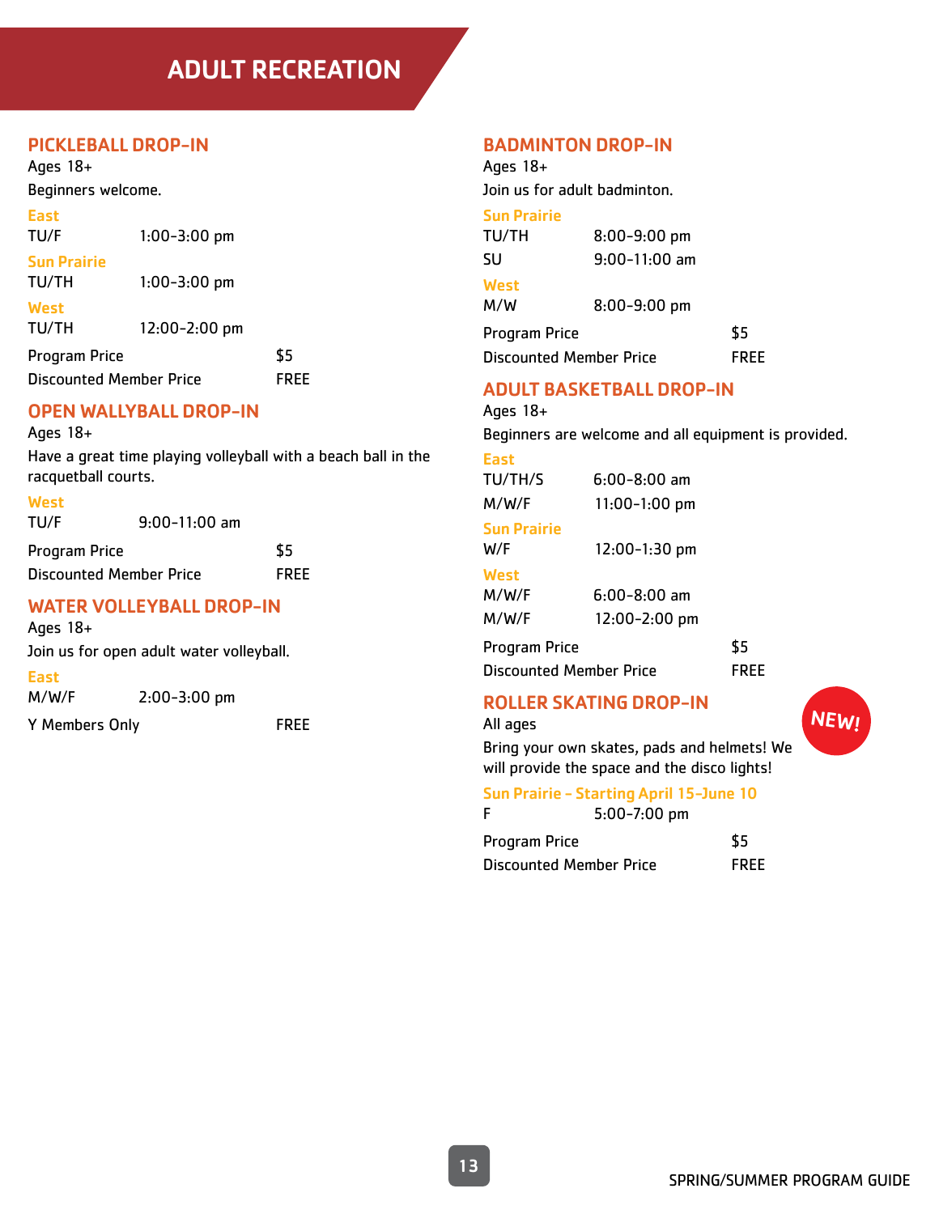# ADULT RECREATION

## PICKLEBALL DROP-IN

Ages 18+

Beginners welcome.

**East**

TU/F 1:00-3:00 pm

**Sun Prairie**

TU/TH 1:00-3:00 pm

**West**

TU/TH 12:00-2:00 pm

Program Price $5

Discounted Member Price FREE

## OPEN WALLYBALL DROP-IN

Ages 18+

Have a great time playing volleyball with a beach ball in the racquetball courts.

**West**

TU/F 9:00-11:00 am

Program Price $5

Discounted Member Price FREE

## WATER VOLLEYBALL DROP-IN

Ages 18+

Join us for open adult water volleyball.

**East**

M/W/F 2:00-3:00 pm

Y Members Only FREE

## BADMINTON DROP-IN

Ages 18+

Join us for adult badminton.

**Sun Prairie**

TU/TH 8:00-9:00 pm

SU 9:00-11:00 am

**West**

M/W 8:00-9:00 pm

Program Price $5

Discounted Member Price FREE

## ADULT BASKETBALL DROP-IN

Ages 18+

Beginners are welcome and all equipment is provided.

**East**

TU/TH/S 6:00-8:00 am

M/W/F 11:00-1:00 pm

**Sun Prairie**

W/F 12:00-1:30 pm

**West**

M/W/F 6:00-8:00 am

M/W/F 12:00-2:00 pm

Program Price $5

Discounted Member Price FREE

## ROLLER SKATING DROP-IN

NEW!

All ages

Bring your own skates, pads and helmets! We will provide the space and the disco lights!

**Sun Prairie - Starting April 15-June 10**

F 5:00-7:00 pm

Program Price $5

Discounted Member Price FREE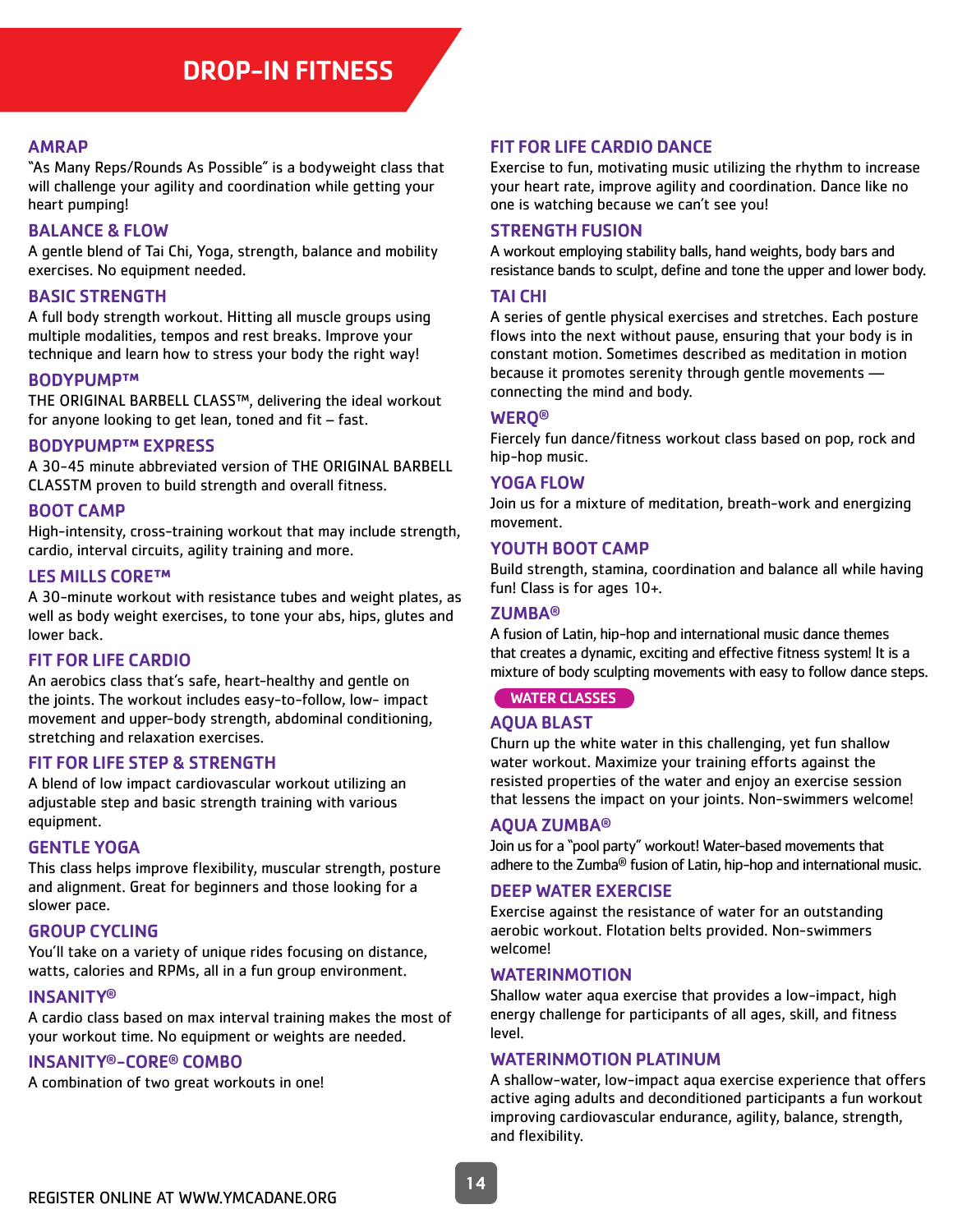# DROP-IN FITNESS

## AMRAP

"As Many Reps/Rounds As Possible" is a bodyweight class that will challenge your agility and coordination while getting your heart pumping!

## BALANCE & FLOW

A gentle blend of Tai Chi, Yoga, strength, balance and mobility exercises. No equipment needed.

## BASIC STRENGTH

A full body strength workout. Hitting all muscle groups using multiple modalities, tempos and rest breaks. Improve your technique and learn how to stress your body the right way!

## BODYPUMP™

THE ORIGINAL BARBELL CLASS™, delivering the ideal workout for anyone looking to get lean, toned and fit – fast.

## BODYPUMP™ EXPRESS

A 30-45 minute abbreviated version of THE ORIGINAL BARBELL CLASSTM proven to build strength and overall fitness.

## BOOT CAMP

High-intensity, cross-training workout that may include strength, cardio, interval circuits, agility training and more.

## LES MILLS CORE™

A 30-minute workout with resistance tubes and weight plates, as well as body weight exercises, to tone your abs, hips, glutes and lower back.

## FIT FOR LIFE CARDIO

An aerobics class that's safe, heart-healthy and gentle on the joints. The workout includes easy-to-follow, low- impact movement and upper-body strength, abdominal conditioning, stretching and relaxation exercises.

## FIT FOR LIFE STEP & STRENGTH

A blend of low impact cardiovascular workout utilizing an adjustable step and basic strength training with various equipment.

## GENTLE YOGA

This class helps improve flexibility, muscular strength, posture and alignment. Great for beginners and those looking for a slower pace.

## GROUP CYCLING

You'll take on a variety of unique rides focusing on distance, watts, calories and RPMs, all in a fun group environment.

## INSANITY®

A cardio class based on max interval training makes the most of your workout time. No equipment or weights are needed.

## INSANITY®-CORE® COMBO

A combination of two great workouts in one!

## FIT FOR LIFE CARDIO DANCE

Exercise to fun, motivating music utilizing the rhythm to increase your heart rate, improve agility and coordination. Dance like no one is watching because we can't see you!

## STRENGTH FUSION

A workout employing stability balls, hand weights, body bars and resistance bands to sculpt, define and tone the upper and lower body.

## TAI CHI

A series of gentle physical exercises and stretches. Each posture flows into the next without pause, ensuring that your body is in constant motion. Sometimes described as meditation in motion because it promotes serenity through gentle movements — connecting the mind and body.

## WERQ®

Fiercely fun dance/fitness workout class based on pop, rock and hip-hop music.

## YOGA FLOW

Join us for a mixture of meditation, breath-work and energizing movement.

## YOUTH BOOT CAMP

Build strength, stamina, coordination and balance all while having fun! Class is for ages 10+.

## ZUMBA®

A fusion of Latin, hip-hop and international music dance themes that creates a dynamic, exciting and effective fitness system! It is a mixture of body sculpting movements with easy to follow dance steps.

# WATER CLASSES

## AQUA BLAST

Churn up the white water in this challenging, yet fun shallow water workout. Maximize your training efforts against the resisted properties of the water and enjoy an exercise session that lessens the impact on your joints. Non-swimmers welcome!

## AQUA ZUMBA®

Join us for a "pool party" workout! Water-based movements that adhere to the Zumba® fusion of Latin, hip-hop and international music.

## DEEP WATER EXERCISE

Exercise against the resistance of water for an outstanding aerobic workout. Flotation belts provided. Non-swimmers welcome!

## WATERINMOTION

Shallow water aqua exercise that provides a low-impact, high energy challenge for participants of all ages, skill, and fitness level.

## WATERINMOTION PLATINUM

A shallow-water, low-impact aqua exercise experience that offers active aging adults and deconditioned participants a fun workout improving cardiovascular endurance, agility, balance, strength, and flexibility.

REGISTER ONLINE AT WWW.YMCADANE.ORG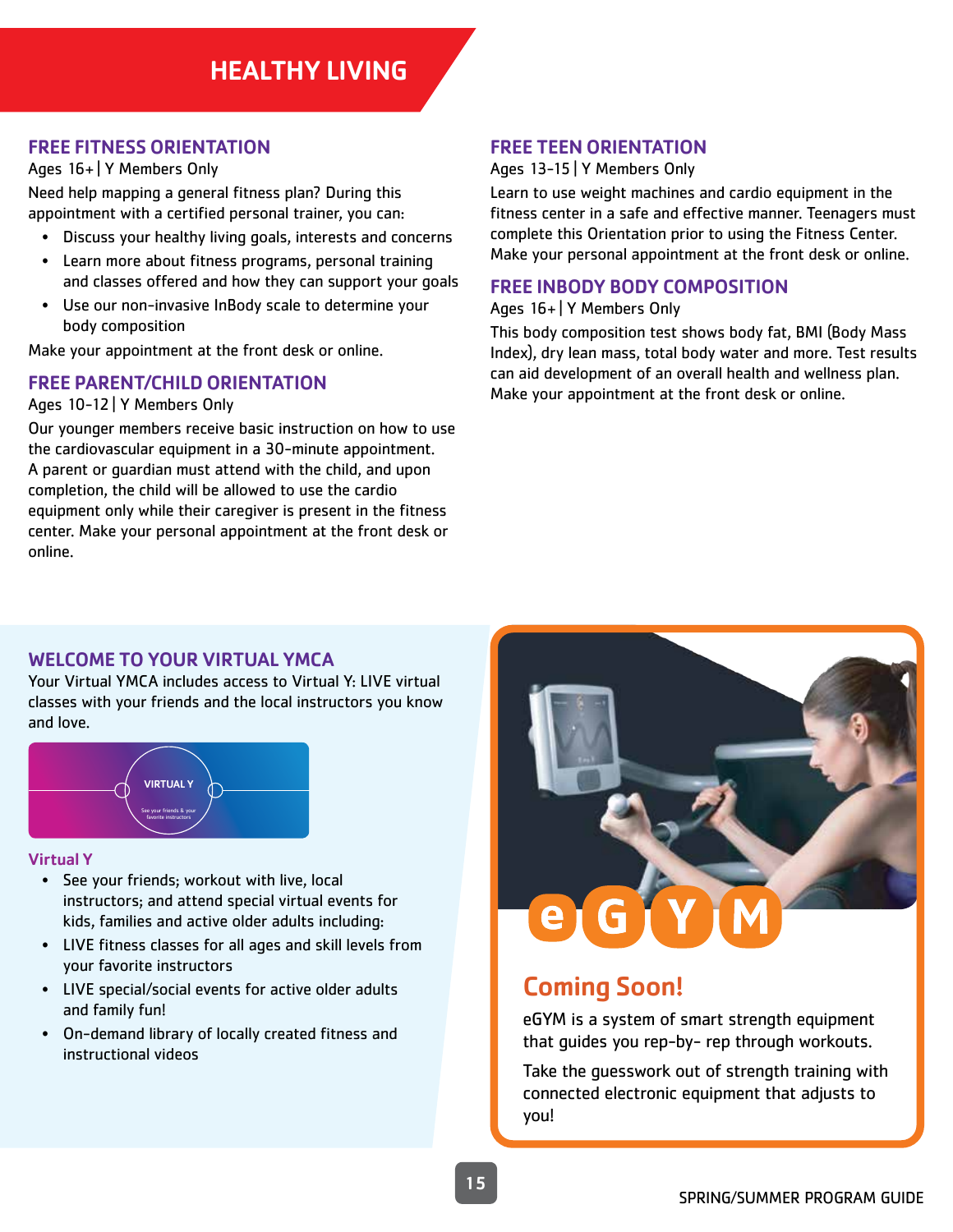# HEALTHY LIVING

## FREE FITNESS ORIENTATION

Ages 16+ | Y Members Only

Need help mapping a general fitness plan? During this appointment with a certified personal trainer, you can:

- Discuss your healthy living goals, interests and concerns
- Learn more about fitness programs, personal training and classes offered and how they can support your goals
- Use our non-invasive InBody scale to determine your body composition

Make your appointment at the front desk or online.

## FREE PARENT/CHILD ORIENTATION

Ages 10-12 | Y Members Only

Our younger members receive basic instruction on how to use the cardiovascular equipment in a 30-minute appointment. A parent or guardian must attend with the child, and upon completion, the child will be allowed to use the cardio equipment only while their caregiver is present in the fitness center. Make your personal appointment at the front desk or online.

## FREE TEEN ORIENTATION

Ages 13-15 | Y Members Only

Learn to use weight machines and cardio equipment in the fitness center in a safe and effective manner. Teenagers must complete this Orientation prior to using the Fitness Center. Make your personal appointment at the front desk or online.

## FREE INBODY BODY COMPOSITION

Ages 16+ | Y Members Only

This body composition test shows body fat, BMI (Body Mass Index), dry lean mass, total body water and more. Test results can aid development of an overall health and wellness plan. Make your appointment at the front desk or online.

## WELCOME TO YOUR VIRTUAL YMCA

Your Virtual YMCA includes access to Virtual Y: LIVE virtual classes with your friends and the local instructors you know and love.

VIRTUAL Y

See your friends & your favorite instructors

### Virtual Y

- See your friends; workout with live, local instructors; and attend special virtual events for kids, families and active older adults including:
- LIVE fitness classes for all ages and skill levels from your favorite instructors
- LIVE special/social events for active older adults and family fun!
- On-demand library of locally created fitness and instructional videos

## eGYM

## Coming Soon!

eGYM is a system of smart strength equipment that guides you rep-by- rep through workouts.

Take the guesswork out of strength training with connected electronic equipment that adjusts to you!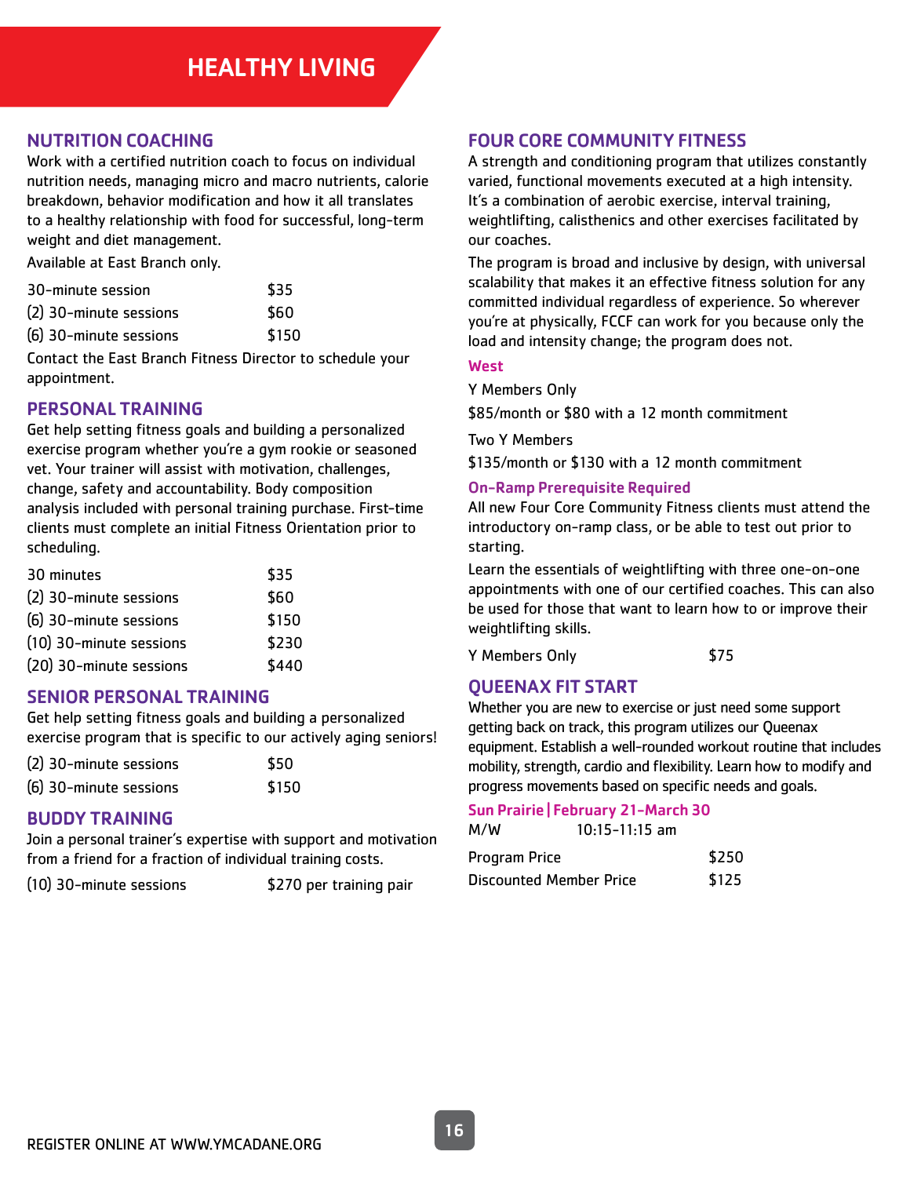# HEALTHY LIVING

## NUTRITION COACHING

Work with a certified nutrition coach to focus on individual nutrition needs, managing micro and macro nutrients, calorie breakdown, behavior modification and how it all translates to a healthy relationship with food for successful, long-term weight and diet management.

Available at East Branch only.

| | |
|---|---|
| 30-minute session | $35 |
| (2) 30-minute sessions | $60 |
| (6) 30-minute sessions | $150 |

Contact the East Branch Fitness Director to schedule your appointment.

## PERSONAL TRAINING

Get help setting fitness goals and building a personalized exercise program whether you're a gym rookie or seasoned vet. Your trainer will assist with motivation, challenges, change, safety and accountability. Body composition analysis included with personal training purchase. First-time clients must complete an initial Fitness Orientation prior to scheduling.

| | |
|---|---|
| 30 minutes | $35 |
| (2) 30-minute sessions | $60 |
| (6) 30-minute sessions | $150 |
| (10) 30-minute sessions | $230 |
| (20) 30-minute sessions | $440 |

## SENIOR PERSONAL TRAINING

Get help setting fitness goals and building a personalized exercise program that is specific to our actively aging seniors!

| | |
|---|---|
| (2) 30-minute sessions | $50 |
| (6) 30-minute sessions | $150 |

## BUDDY TRAINING

Join a personal trainer's expertise with support and motivation from a friend for a fraction of individual training costs.

| | |
|---|---|
| (10) 30-minute sessions | $270 per training pair |

## FOUR CORE COMMUNITY FITNESS

A strength and conditioning program that utilizes constantly varied, functional movements executed at a high intensity. It's a combination of aerobic exercise, interval training, weightlifting, calisthenics and other exercises facilitated by our coaches.

The program is broad and inclusive by design, with universal scalability that makes it an effective fitness solution for any committed individual regardless of experience. So wherever you're at physically, FCCF can work for you because only the load and intensity change; the program does not.

### West

Y Members Only

$85/month or $80 with a 12 month commitment

Two Y Members

$135/month or $130 with a 12 month commitment

### On-Ramp Prerequisite Required

All new Four Core Community Fitness clients must attend the introductory on-ramp class, or be able to test out prior to starting.

Learn the essentials of weightlifting with three one-on-one appointments with one of our certified coaches. This can also be used for those that want to learn how to or improve their weightlifting skills.

| | |
|---|---|
| Y Members Only | $75 |

## QUEENAX FIT START

Whether you are new to exercise or just need some support getting back on track, this program utilizes our Queenax equipment. Establish a well-rounded workout routine that includes mobility, strength, cardio and flexibility. Learn how to modify and progress movements based on specific needs and goals.

### Sun Prairie | February 21-March 30

M/W 10:15-11:15 am

| | |
|---|---|
| Program Price | $250 |
| Discounted Member Price | $125 |

REGISTER ONLINE AT WWW.YMCADANE.ORG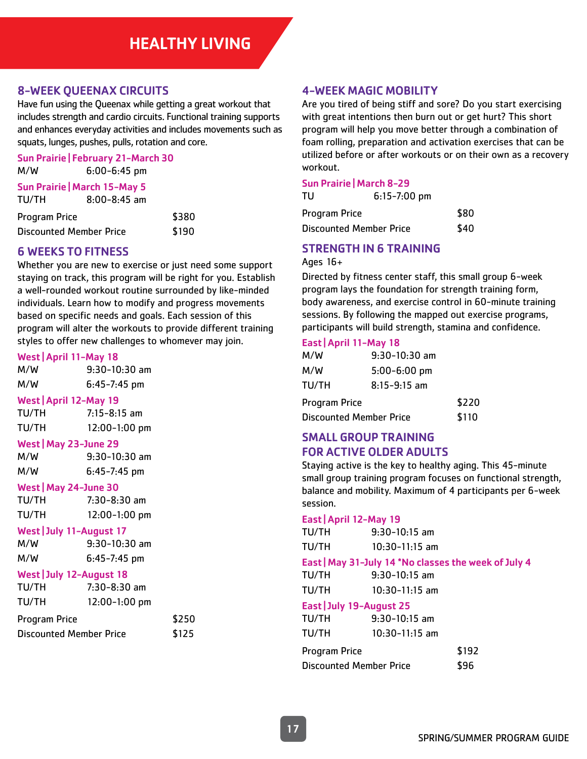# HEALTHY LIVING

## 8-WEEK QUEENAX CIRCUITS

Have fun using the Queenax while getting a great workout that includes strength and cardio circuits. Functional training supports and enhances everyday activities and includes movements such as squats, lunges, pushes, pulls, rotation and core.

**Sun Prairie | February 21-March 30**

| | |
|---|---|
| M/W | 6:00-6:45 pm |

**Sun Prairie | March 15-May 5**

| | |
|---|---|
| TU/TH | 8:00-8:45 am |

| | |
|---|---|
| Program Price | $380 |
| Discounted Member Price | $190 |

## 6 WEEKS TO FITNESS

Whether you are new to exercise or just need some support staying on track, this program will be right for you. Establish a well-rounded workout routine surrounded by like-minded individuals. Learn how to modify and progress movements based on specific needs and goals. Each session of this program will alter the workouts to provide different training styles to offer new challenges to whomever may join.

**West | April 11-May 18**

| | |
|---|---|
| M/W | 9:30-10:30 am |
| M/W | 6:45-7:45 pm |

**West | April 12-May 19**

| | |
|---|---|
| TU/TH | 7:15-8:15 am |
| TU/TH | 12:00-1:00 pm |

**West | May 23-June 29**

| | |
|---|---|
| M/W | 9:30-10:30 am |
| M/W | 6:45-7:45 pm |

**West | May 24-June 30**

| | |
|---|---|
| TU/TH | 7:30-8:30 am |
| TU/TH | 12:00-1:00 pm |

**West | July 11-August 17**

| | |
|---|---|
| M/W | 9:30-10:30 am |
| M/W | 6:45-7:45 pm |

**West | July 12-August 18**

| | |
|---|---|
| TU/TH | 7:30-8:30 am |
| TU/TH | 12:00-1:00 pm |

| | |
|---|---|
| Program Price | $250 |
| Discounted Member Price | $125 |

## 4-WEEK MAGIC MOBILITY

Are you tired of being stiff and sore? Do you start exercising with great intentions then burn out or get hurt? This short program will help you move better through a combination of foam rolling, preparation and activation exercises that can be utilized before or after workouts or on their own as a recovery workout.

**Sun Prairie | March 8-29**

| | |
|---|---|
| TU | 6:15-7:00 pm |

| | |
|---|---|
| Program Price | $80 |
| Discounted Member Price | $40 |

## STRENGTH IN 6 TRAINING

Ages 16+

Directed by fitness center staff, this small group 6-week program lays the foundation for strength training form, body awareness, and exercise control in 60-minute training sessions. By following the mapped out exercise programs, participants will build strength, stamina and confidence.

**East | April 11-May 18**

| | |
|---|---|
| M/W | 9:30-10:30 am |
| M/W | 5:00-6:00 pm |
| TU/TH | 8:15-9:15 am |

| | |
|---|---|
| Program Price | $220 |
| Discounted Member Price | $110 |

## SMALL GROUP TRAINING FOR ACTIVE OLDER ADULTS

Staying active is the key to healthy aging. This 45-minute small group training program focuses on functional strength, balance and mobility. Maximum of 4 participants per 6-week session.

**East | April 12-May 19**

| | |
|---|---|
| TU/TH | 9:30-10:15 am |
| TU/TH | 10:30-11:15 am |

**East | May 31-July 14 *No classes the week of July 4**

| | |
|---|---|
| TU/TH | 9:30-10:15 am |
| TU/TH | 10:30-11:15 am |

**East | July 19-August 25**

| | |
|---|---|
| TU/TH | 9:30-10:15 am |
| TU/TH | 10:30-11:15 am |

| | |
|---|---|
| Program Price | $192 |
| Discounted Member Price | $96 |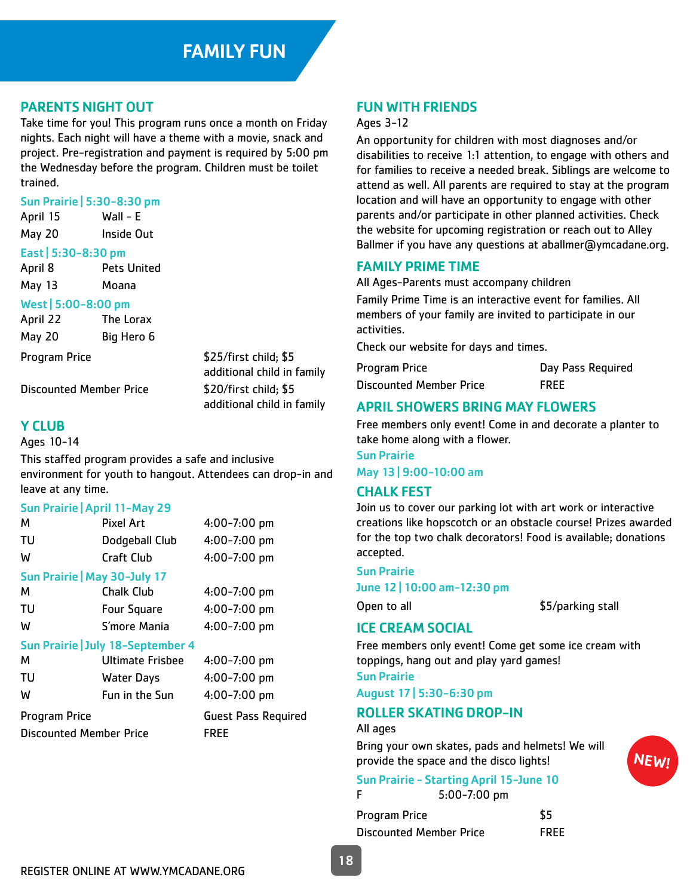# FAMILY FUN

## PARENTS NIGHT OUT

Take time for you! This program runs once a month on Friday nights. Each night will have a theme with a movie, snack and project. Pre-registration and payment is required by 5:00 pm the Wednesday before the program. Children must be toilet trained.

**Sun Prairie | 5:30-8:30 pm**

| | |
|---|---|
| April 15 | Wall - E |
| May 20 | Inside Out |

**East | 5:30-8:30 pm**

| | |
|---|---|
| April 8 | Pets United |
| May 13 | Moana |

**West | 5:00-8:00 pm**

| | |
|---|---|
| April 22 | The Lorax |
| May 20 | Big Hero 6 |

| | |
|---|---|
| Program Price | $25/first child; $5 additional child in family |
| Discounted Member Price | $20/first child; $5 additional child in family |

## Y CLUB

Ages 10-14

This staffed program provides a safe and inclusive environment for youth to hangout. Attendees can drop-in and leave at any time.

**Sun Prairie | April 11-May 29**

| | | |
|---|---|---|
| M | Pixel Art | 4:00-7:00 pm |
| TU | Dodgeball Club | 4:00-7:00 pm |
| W | Craft Club | 4:00-7:00 pm |

**Sun Prairie | May 30-July 17**

| | | |
|---|---|---|
| M | Chalk Club | 4:00-7:00 pm |
| TU | Four Square | 4:00-7:00 pm |
| W | S'more Mania | 4:00-7:00 pm |

**Sun Prairie | July 18-September 4**

| | | |
|---|---|---|
| M | Ultimate Frisbee | 4:00-7:00 pm |
| TU | Water Days | 4:00-7:00 pm |
| W | Fun in the Sun | 4:00-7:00 pm |

| | |
|---|---|
| Program Price | Guest Pass Required |
| Discounted Member Price | FREE |

## FUN WITH FRIENDS

Ages 3-12

An opportunity for children with most diagnoses and/or disabilities to receive 1:1 attention, to engage with others and for families to receive a needed break. Siblings are welcome to attend as well. All parents are required to stay at the program location and will have an opportunity to engage with other parents and/or participate in other planned activities. Check the website for upcoming registration or reach out to Alley Ballmer if you have any questions at aballmer@ymcadane.org.

## FAMILY PRIME TIME

All Ages-Parents must accompany children

Family Prime Time is an interactive event for families. All members of your family are invited to participate in our activities.

Check our website for days and times.

| | |
|---|---|
| Program Price | Day Pass Required |
| Discounted Member Price | FREE |

## APRIL SHOWERS BRING MAY FLOWERS

Free members only event! Come in and decorate a planter to take home along with a flower.

**Sun Prairie**

**May 13 | 9:00-10:00 am**

## CHALK FEST

Join us to cover our parking lot with art work or interactive creations like hopscotch or an obstacle course! Prizes awarded for the top two chalk decorators! Food is available; donations accepted.

**Sun Prairie**

**June 12 | 10:00 am-12:30 pm**

| | |
|---|---|
| Open to all | $5/parking stall |

## ICE CREAM SOCIAL

Free members only event! Come get some ice cream with toppings, hang out and play yard games!

**Sun Prairie**

**August 17 | 5:30-6:30 pm**

## ROLLER SKATING DROP-IN

NEW!

All ages

Bring your own skates, pads and helmets! We will provide the space and the disco lights!

**Sun Prairie - Starting April 15-June 10**

| | |
|---|---|
| F | 5:00-7:00 pm |

| | |
|---|---|
| Program Price | $5 |
| Discounted Member Price | FREE |

REGISTER ONLINE AT WWW.YMCADANE.ORG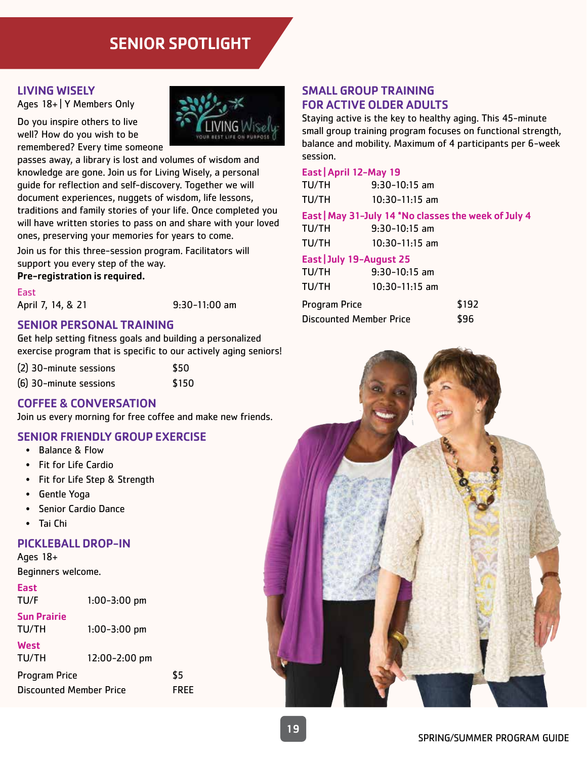# SENIOR SPOTLIGHT

## LIVING WISELY

Ages 18+ | Y Members Only

Do you inspire others to live well? How do you wish to be remembered? Every time someone passes away, a library is lost and volumes of wisdom and knowledge are gone. Join us for Living Wisely, a personal guide for reflection and self-discovery. Together we will document experiences, nuggets of wisdom, life lessons, traditions and family stories of your life. Once completed you will have written stories to pass on and share with your loved ones, preserving your memories for years to come.

Join us for this three-session program. Facilitators will support you every step of the way.

**Pre-registration is required.**

East

| | |
|---|---|
| April 7, 14, & 21 | 9:30-11:00 am |

## SENIOR PERSONAL TRAINING

Get help setting fitness goals and building a personalized exercise program that is specific to our actively aging seniors!

| | |
|---|---|
| (2) 30-minute sessions | $50 |
| (6) 30-minute sessions | $150 |

## COFFEE & CONVERSATION

Join us every morning for free coffee and make new friends.

## SENIOR FRIENDLY GROUP EXERCISE

- Balance & Flow
- Fit for Life Cardio
- Fit for Life Step & Strength
- Gentle Yoga
- Senior Cardio Dance
- Tai Chi

## PICKLEBALL DROP-IN

Ages 18+

Beginners welcome.

East

| | |
|---|---|
| TU/F | 1:00-3:00 pm |

Sun Prairie

| | |
|---|---|
| TU/TH | 1:00-3:00 pm |

West

| | |
|---|---|
| TU/TH | 12:00-2:00 pm |

| | |
|---|---|
| Program Price | $5 |
| Discounted Member Price | FREE |

## SMALL GROUP TRAINING FOR ACTIVE OLDER ADULTS

Staying active is the key to healthy aging. This 45-minute small group training program focuses on functional strength, balance and mobility. Maximum of 4 participants per 6-week session.

East | April 12-May 19

| | |
|---|---|
| TU/TH | 9:30-10:15 am |
| TU/TH | 10:30-11:15 am |

East | May 31-July 14 *No classes the week of July 4

| | |
|---|---|
| TU/TH | 9:30-10:15 am |
| TU/TH | 10:30-11:15 am |

East | July 19-August 25

| | |
|---|---|
| TU/TH | 9:30-10:15 am |
| TU/TH | 10:30-11:15 am |

| | |
|---|---|
| Program Price | $192 |
| Discounted Member Price | $96 |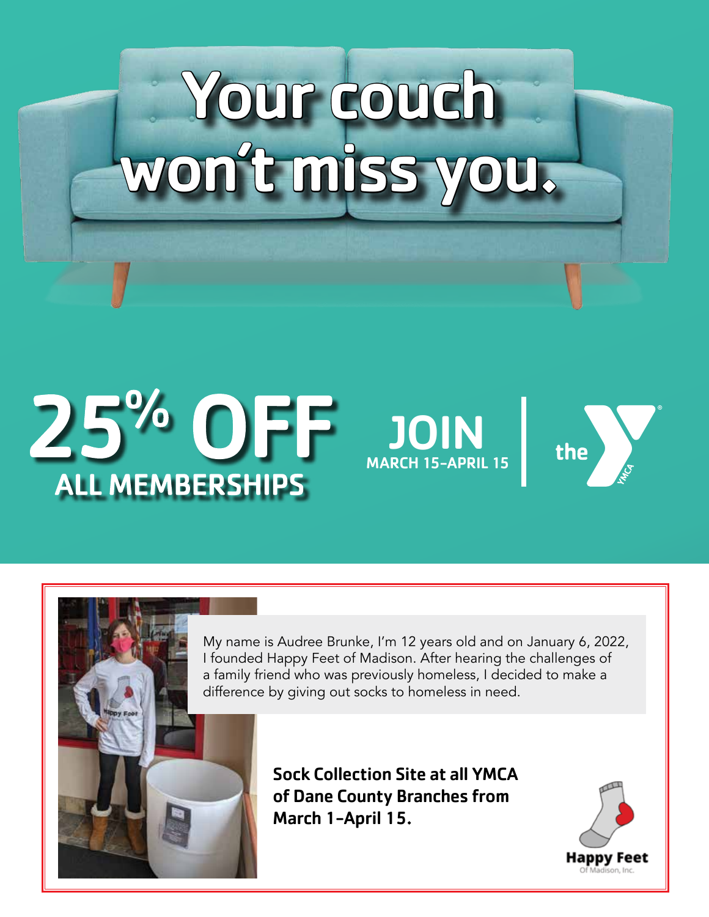# Your couch won't miss you.

# 25% OFF

## ALL MEMBERSHIPS

**JOIN**
**MARCH 15–APRIL 15**

the YMCA

My name is Audree Brunke, I'm 12 years old and on January 6, 2022, I founded Happy Feet of Madison. After hearing the challenges of a family friend who was previously homeless, I decided to make a difference by giving out socks to homeless in need.

**Sock Collection Site at all YMCA of Dane County Branches from March 1–April 15.**

Happy Feet
Of Madison, Inc.